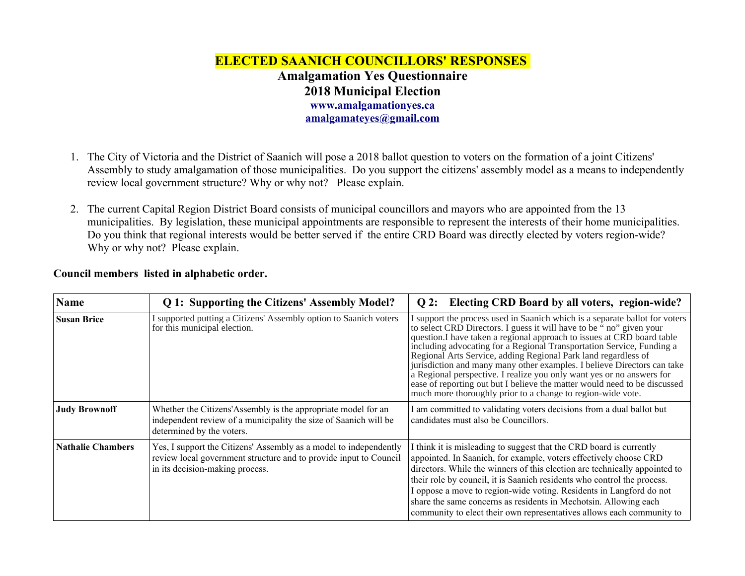# ELECTED SAANICH COUNCILLORS' RESPONSES

## Amalgamation Yes Questionnaire

## 2018 Municipal Election

**www.amalgamationyes.ca**
**amalgamateyes@gmail.com**

1. The City of Victoria and the District of Saanich will pose a 2018 ballot question to voters on the formation of a joint Citizens' Assembly to study amalgamation of those municipalities. Do you support the citizens' assembly model as a means to independently review local government structure? Why or why not? Please explain.

2. The current Capital Region District Board consists of municipal councillors and mayors who are appointed from the 13 municipalities. By legislation, these municipal appointments are responsible to represent the interests of their home municipalities. Do you think that regional interests would be better served if the entire CRD Board was directly elected by voters region-wide? Why or why not? Please explain.

**Council members listed in alphabetic order.**

| Name | Q 1: Supporting the Citizens' Assembly Model? | Q 2: Electing CRD Board by all voters, region-wide? |
|---|---|---|
| **Susan Brice** | I supported putting a Citizens' Assembly option to Saanich voters for this municipal election. | I support the process used in Saanich which is a separate ballot for voters to select CRD Directors. I guess it will have to be " no" given your question.I have taken a regional approach to issues at CRD board table including advocating for a Regional Transportation Service, Funding a Regional Arts Service, adding Regional Park land regardless of jurisdiction and many many other examples. I believe Directors can take a Regional perspective. I realize you only want yes or no answers for ease of reporting out but I believe the matter would need to be discussed much more thoroughly prior to a change to region-wide vote. |
| **Judy Brownoff** | Whether the Citizens'Assembly is the appropriate model for an independent review of a municipality the size of Saanich will be determined by the voters. | I am committed to validating voters decisions from a dual ballot but candidates must also be Councillors. |
| **Nathalie Chambers** | Yes, I support the Citizens' Assembly as a model to independently review local government structure and to provide input to Council in its decision-making process. | I think it is misleading to suggest that the CRD board is currently appointed. In Saanich, for example, voters effectively choose CRD directors. While the winners of this election are technically appointed to their role by council, it is Saanich residents who control the process. I oppose a move to region-wide voting. Residents in Langford do not share the same concerns as residents in Mechotsin. Allowing each community to elect their own representatives allows each community to |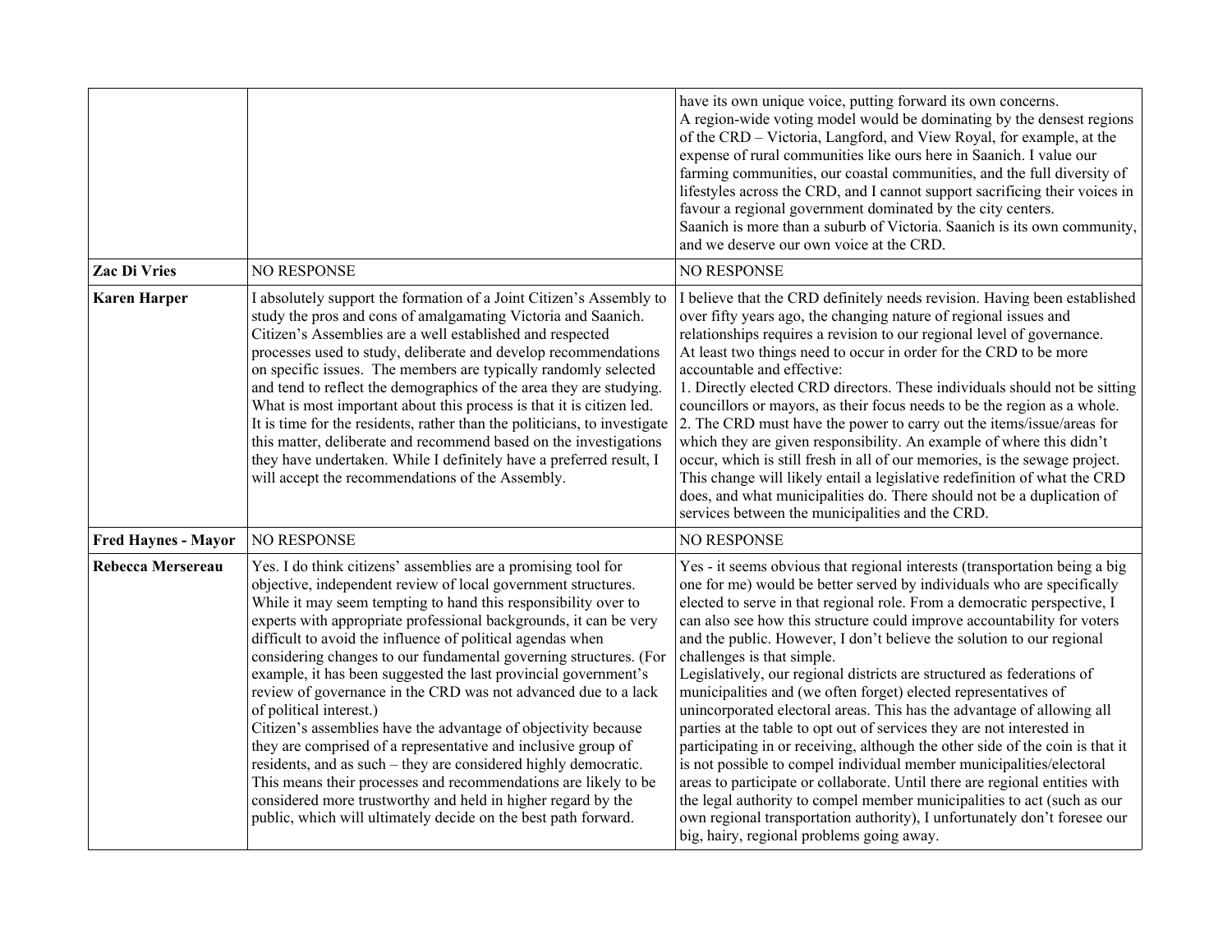| | | |
|---|---|---|
| | | have its own unique voice, putting forward its own concerns.<br>A region-wide voting model would be dominating by the densest regions of the CRD – Victoria, Langford, and View Royal, for example, at the expense of rural communities like ours here in Saanich. I value our farming communities, our coastal communities, and the full diversity of lifestyles across the CRD, and I cannot support sacrificing their voices in favour a regional government dominated by the city centers.<br>Saanich is more than a suburb of Victoria. Saanich is its own community, and we deserve our own voice at the CRD. |
| **Zac Di Vries** | NO RESPONSE | NO RESPONSE |
| **Karen Harper** | I absolutely support the formation of a Joint Citizen's Assembly to study the pros and cons of amalgamating Victoria and Saanich. Citizen's Assemblies are a well established and respected processes used to study, deliberate and develop recommendations on specific issues. The members are typically randomly selected and tend to reflect the demographics of the area they are studying. What is most important about this process is that it is citizen led. It is time for the residents, rather than the politicians, to investigate this matter, deliberate and recommend based on the investigations they have undertaken. While I definitely have a preferred result, I will accept the recommendations of the Assembly. | I believe that the CRD definitely needs revision. Having been established over fifty years ago, the changing nature of regional issues and relationships requires a revision to our regional level of governance.<br>At least two things need to occur in order for the CRD to be more accountable and effective:<br>1. Directly elected CRD directors. These individuals should not be sitting councillors or mayors, as their focus needs to be the region as a whole.<br>2. The CRD must have the power to carry out the items/issue/areas for which they are given responsibility. An example of where this didn't occur, which is still fresh in all of our memories, is the sewage project. This change will likely entail a legislative redefinition of what the CRD does, and what municipalities do. There should not be a duplication of services between the municipalities and the CRD. |
| **Fred Haynes - Mayor** | NO RESPONSE | NO RESPONSE |
| **Rebecca Mersereau** | Yes. I do think citizens' assemblies are a promising tool for objective, independent review of local government structures. While it may seem tempting to hand this responsibility over to experts with appropriate professional backgrounds, it can be very difficult to avoid the influence of political agendas when considering changes to our fundamental governing structures. (For example, it has been suggested the last provincial government's review of governance in the CRD was not advanced due to a lack of political interest.)<br>Citizen's assemblies have the advantage of objectivity because they are comprised of a representative and inclusive group of residents, and as such – they are considered highly democratic. This means their processes and recommendations are likely to be considered more trustworthy and held in higher regard by the public, which will ultimately decide on the best path forward. | Yes - it seems obvious that regional interests (transportation being a big one for me) would be better served by individuals who are specifically elected to serve in that regional role. From a democratic perspective, I can also see how this structure could improve accountability for voters and the public. However, I don't believe the solution to our regional challenges is that simple.<br>Legislatively, our regional districts are structured as federations of municipalities and (we often forget) elected representatives of unincorporated electoral areas. This has the advantage of allowing all parties at the table to opt out of services they are not interested in participating in or receiving, although the other side of the coin is that it is not possible to compel individual member municipalities/electoral areas to participate or collaborate. Until there are regional entities with the legal authority to compel member municipalities to act (such as our own regional transportation authority), I unfortunately don't foresee our big, hairy, regional problems going away. |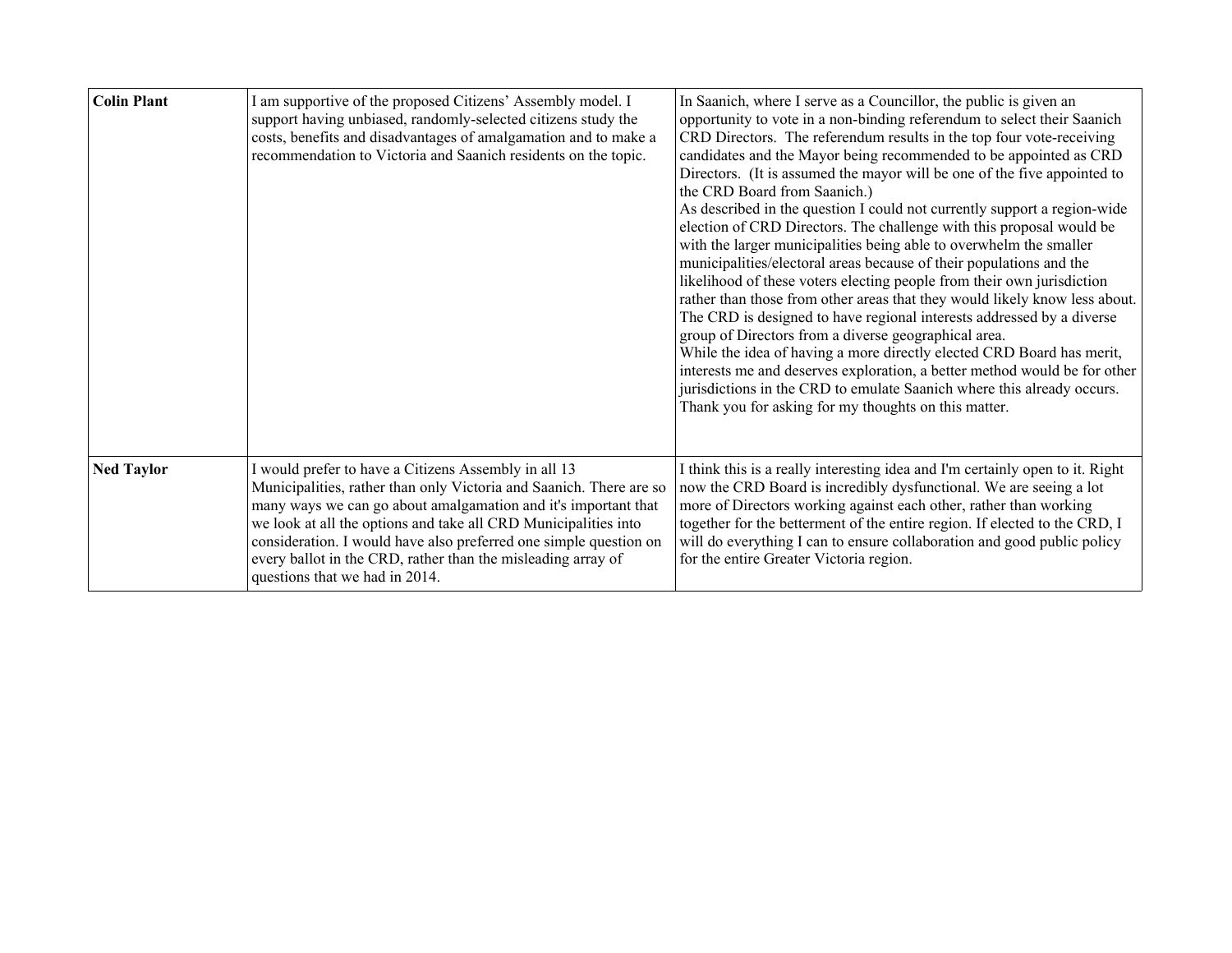| | | |
|---|---|---|
| **Colin Plant** | I am supportive of the proposed Citizens' Assembly model. I support having unbiased, randomly-selected citizens study the costs, benefits and disadvantages of amalgamation and to make a recommendation to Victoria and Saanich residents on the topic. | In Saanich, where I serve as a Councillor, the public is given an opportunity to vote in a non-binding referendum to select their Saanich CRD Directors. The referendum results in the top four vote-receiving candidates and the Mayor being recommended to be appointed as CRD Directors. (It is assumed the mayor will be one of the five appointed to the CRD Board from Saanich.)<br>As described in the question I could not currently support a region-wide election of CRD Directors. The challenge with this proposal would be with the larger municipalities being able to overwhelm the smaller municipalities/electoral areas because of their populations and the likelihood of these voters electing people from their own jurisdiction rather than those from other areas that they would likely know less about. The CRD is designed to have regional interests addressed by a diverse group of Directors from a diverse geographical area.<br>While the idea of having a more directly elected CRD Board has merit, interests me and deserves exploration, a better method would be for other jurisdictions in the CRD to emulate Saanich where this already occurs.<br>Thank you for asking for my thoughts on this matter. |
| **Ned Taylor** | I would prefer to have a Citizens Assembly in all 13 Municipalities, rather than only Victoria and Saanich. There are so many ways we can go about amalgamation and it's important that we look at all the options and take all CRD Municipalities into consideration. I would have also preferred one simple question on every ballot in the CRD, rather than the misleading array of questions that we had in 2014. | I think this is a really interesting idea and I'm certainly open to it. Right now the CRD Board is incredibly dysfunctional. We are seeing a lot more of Directors working against each other, rather than working together for the betterment of the entire region. If elected to the CRD, I will do everything I can to ensure collaboration and good public policy for the entire Greater Victoria region. |